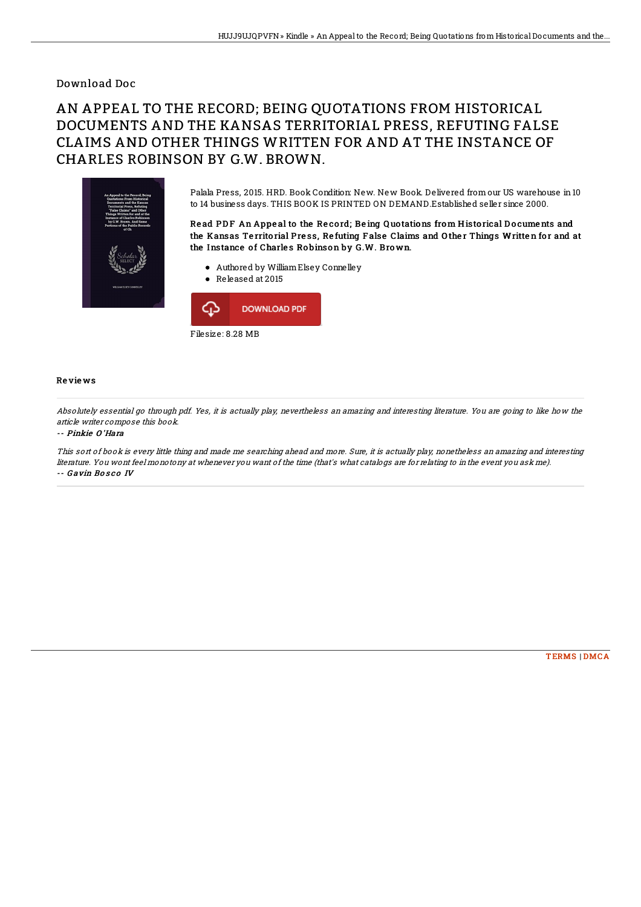Download Doc

# AN APPEAL TO THE RECORD; BEING QUOTATIONS FROM HISTORICAL DOCUMENTS AND THE KANSAS TERRITORIAL PRESS, REFUTING FALSE CLAIMS AND OTHER THINGS WRITTEN FOR AND AT THE INSTANCE OF CHARLES ROBINSON BY G.W. BROWN.

Palala Press, 2015. HRD. Book Condition: New. New Book. Delivered from our US warehouse in 10 to 14 business days. THIS BOOK IS PRINTED ON DEMAND.Established seller since 2000.

**Read PDF An Appeal to the Record; Being Quotations from Historical Documents and the Kansas Territorial Press, Refuting False Claims and Other Things Written for and at the Instance of Charles Robinson by G.W. Brown.**

- Authored by William Elsey Connelley
- Released at 2015

DOWNLOAD PDF

Filesize: 8.28 MB

## Reviews

*Absolutely essential go through pdf. Yes, it is actually play, nevertheless an amazing and interesting literature. You are going to like how the article writer compose this book.*

*-- Pinkie O'Hara*

*This sort of book is every little thing and made me searching ahead and more. Sure, it is actually play, nonetheless an amazing and interesting literature. You wont feel monotony at whenever you want of the time (that's what catalogs are for relating to in the event you ask me).*

*-- Gavin Bosco IV*

TERMS | DMCA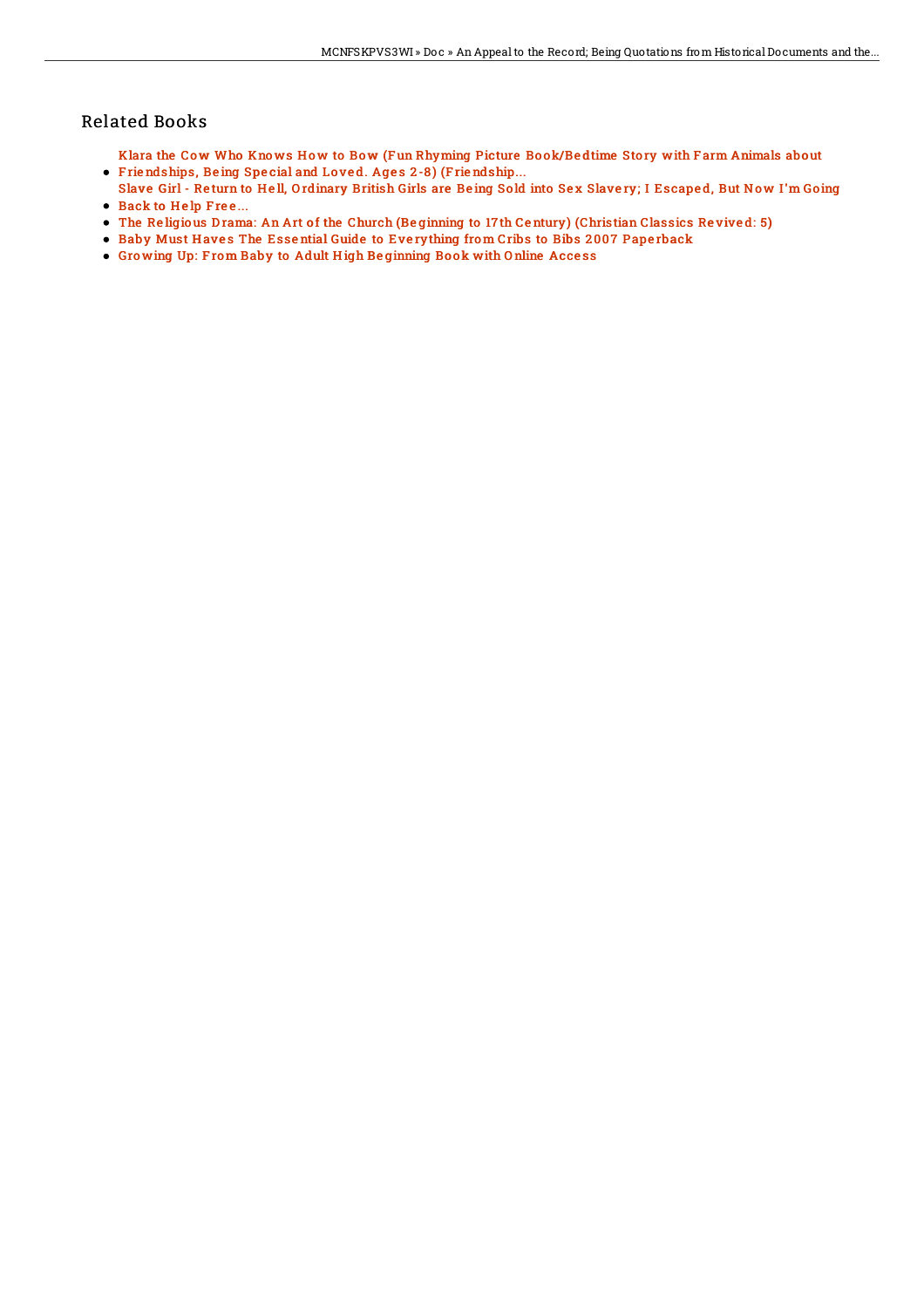## Related Books

- Klara the Cow Who Knows How to Bow (Fun Rhyming Picture Book/Bedtime Story with Farm Animals about Friendships, Being Special and Loved. Ages 2-8) (Friendship...
- Slave Girl - Return to Hell, Ordinary British Girls are Being Sold into Sex Slavery; I Escaped, But Now I'm Going Back to Help Free...
- The Religious Drama: An Art of the Church (Beginning to 17th Century) (Christian Classics Revived: 5)
- Baby Must Haves The Essential Guide to Everything from Cribs to Bibs 2007 Paperback
- Growing Up: From Baby to Adult High Beginning Book with Online Access